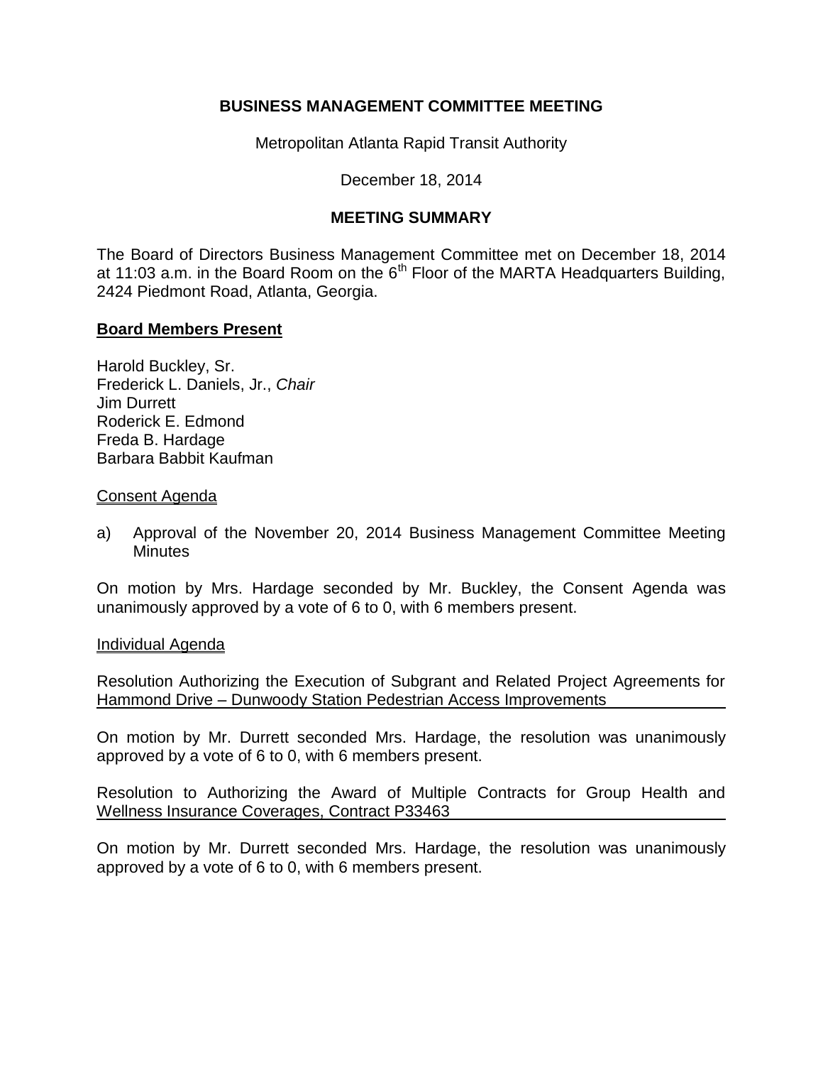# BUSINESS MANAGEMENT COMMITTEE MEETING

Metropolitan Atlanta Rapid Transit Authority

December 18, 2014

## MEETING SUMMARY

The Board of Directors Business Management Committee met on December 18, 2014 at 11:03 a.m. in the Board Room on the 6th Floor of the MARTA Headquarters Building, 2424 Piedmont Road, Atlanta, Georgia.

**Board Members Present**

Harold Buckley, Sr.
Frederick L. Daniels, Jr., *Chair*
Jim Durrett
Roderick E. Edmond
Freda B. Hardage
Barbara Babbit Kaufman

Consent Agenda

a) Approval of the November 20, 2014 Business Management Committee Meeting Minutes

On motion by Mrs. Hardage seconded by Mr. Buckley, the Consent Agenda was unanimously approved by a vote of 6 to 0, with 6 members present.

Individual Agenda

Resolution Authorizing the Execution of Subgrant and Related Project Agreements for Hammond Drive – Dunwoody Station Pedestrian Access Improvements

On motion by Mr. Durrett seconded Mrs. Hardage, the resolution was unanimously approved by a vote of 6 to 0, with 6 members present.

Resolution to Authorizing the Award of Multiple Contracts for Group Health and Wellness Insurance Coverages, Contract P33463

On motion by Mr. Durrett seconded Mrs. Hardage, the resolution was unanimously approved by a vote of 6 to 0, with 6 members present.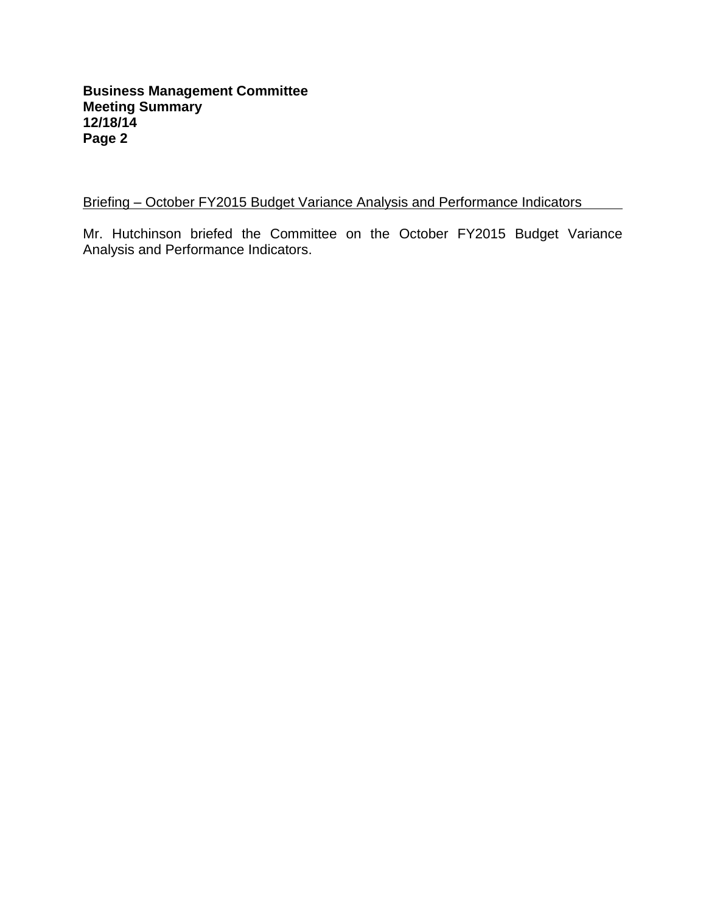Briefing – October FY2015 Budget Variance Analysis and Performance Indicators

Mr. Hutchinson briefed the Committee on the October FY2015 Budget Variance Analysis and Performance Indicators.